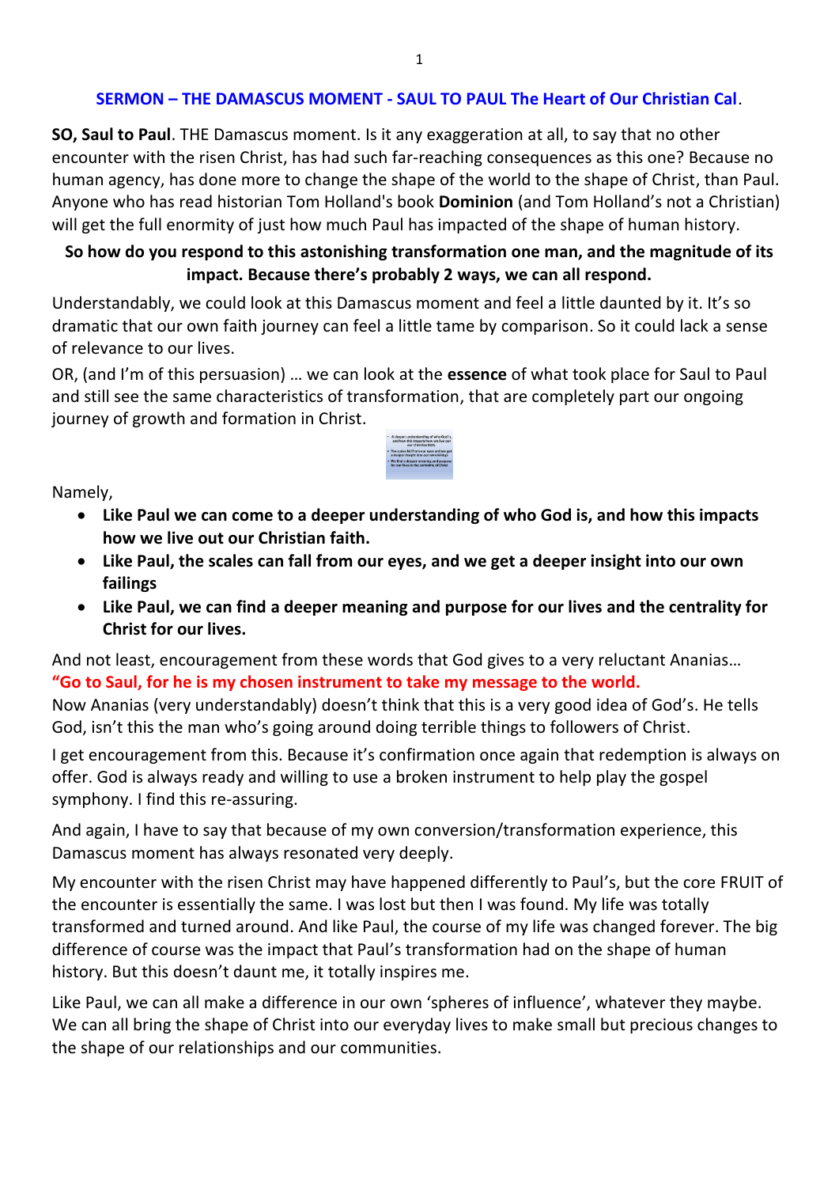## SERMON – THE DAMASCUS MOMENT - SAUL TO PAUL The Heart of Our Christian Cal.

**SO, Saul to Paul**. THE Damascus moment. Is it any exaggeration at all, to say that no other encounter with the risen Christ, has had such far-reaching consequences as this one? Because no human agency, has done more to change the shape of the world to the shape of Christ, than Paul. Anyone who has read historian Tom Holland's book **Dominion** (and Tom Holland's not a Christian) will get the full enormity of just how much Paul has impacted of the shape of human history.

**So how do you respond to this astonishing transformation one man, and the magnitude of its impact. Because there's probably 2 ways, we can all respond.**

Understandably, we could look at this Damascus moment and feel a little daunted by it. It's so dramatic that our own faith journey can feel a little tame by comparison. So it could lack a sense of relevance to our lives.

OR, (and I'm of this persuasion) … we can look at the **essence** of what took place for Saul to Paul and still see the same characteristics of transformation, that are completely part our ongoing journey of growth and formation in Christ.

Namely,

- **Like Paul we can come to a deeper understanding of who God is, and how this impacts how we live out our Christian faith.**
- **Like Paul, the scales can fall from our eyes, and we get a deeper insight into our own failings**
- **Like Paul, we can find a deeper meaning and purpose for our lives and the centrality for Christ for our lives.**

And not least, encouragement from these words that God gives to a very reluctant Ananias…
**"Go to Saul, for he is my chosen instrument to take my message to the world.**
Now Ananias (very understandably) doesn't think that this is a very good idea of God's. He tells God, isn't this the man who's going around doing terrible things to followers of Christ.

I get encouragement from this. Because it's confirmation once again that redemption is always on offer. God is always ready and willing to use a broken instrument to help play the gospel symphony. I find this re-assuring.

And again, I have to say that because of my own conversion/transformation experience, this Damascus moment has always resonated very deeply.

My encounter with the risen Christ may have happened differently to Paul's, but the core FRUIT of the encounter is essentially the same. I was lost but then I was found. My life was totally transformed and turned around. And like Paul, the course of my life was changed forever. The big difference of course was the impact that Paul's transformation had on the shape of human history. But this doesn't daunt me, it totally inspires me.

Like Paul, we can all make a difference in our own 'spheres of influence', whatever they maybe. We can all bring the shape of Christ into our everyday lives to make small but precious changes to the shape of our relationships and our communities.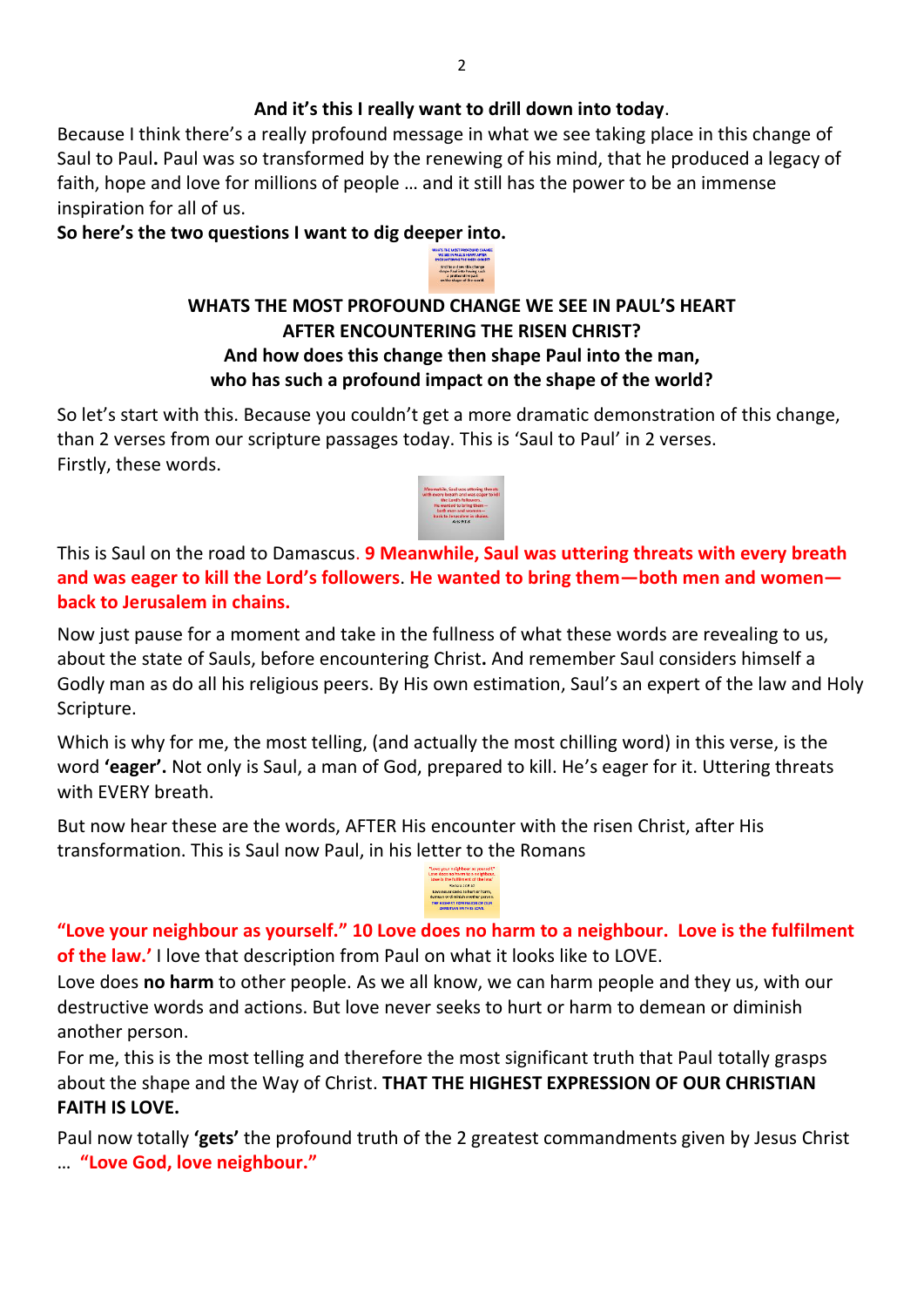**And it's this I really want to drill down into today**.

Because I think there's a really profound message in what we see taking place in this change of Saul to Paul**.** Paul was so transformed by the renewing of his mind, that he produced a legacy of faith, hope and love for millions of people … and it still has the power to be an immense inspiration for all of us.

**So here's the two questions I want to dig deeper into.**

**WHATS THE MOST PROFOUND CHANGE WE SEE IN PAUL'S HEART AFTER ENCOUNTERING THE RISEN CHRIST?**
**And how does this change then shape Paul into the man, who has such a profound impact on the shape of the world?**

So let's start with this. Because you couldn't get a more dramatic demonstration of this change, than 2 verses from our scripture passages today. This is 'Saul to Paul' in 2 verses.
Firstly, these words.

This is Saul on the road to Damascus. **9 Meanwhile, Saul was uttering threats with every breath and was eager to kill the Lord's followers. He wanted to bring them—both men and women—back to Jerusalem in chains.**

Now just pause for a moment and take in the fullness of what these words are revealing to us, about the state of Sauls, before encountering Christ**.** And remember Saul considers himself a Godly man as do all his religious peers. By His own estimation, Saul's an expert of the law and Holy Scripture.

Which is why for me, the most telling, (and actually the most chilling word) in this verse, is the word **'eager'.** Not only is Saul, a man of God, prepared to kill. He's eager for it. Uttering threats with EVERY breath.

But now hear these are the words, AFTER His encounter with the risen Christ, after His transformation. This is Saul now Paul, in his letter to the Romans

**"Love your neighbour as yourself." 10 Love does no harm to a neighbour. Love is the fulfilment of the law.'** I love that description from Paul on what it looks like to LOVE.

Love does **no harm** to other people. As we all know, we can harm people and they us, with our destructive words and actions. But love never seeks to hurt or harm to demean or diminish another person.

For me, this is the most telling and therefore the most significant truth that Paul totally grasps about the shape and the Way of Christ. **THAT THE HIGHEST EXPRESSION OF OUR CHRISTIAN FAITH IS LOVE.**

Paul now totally **'gets'** the profound truth of the 2 greatest commandments given by Jesus Christ … **"Love God, love neighbour."**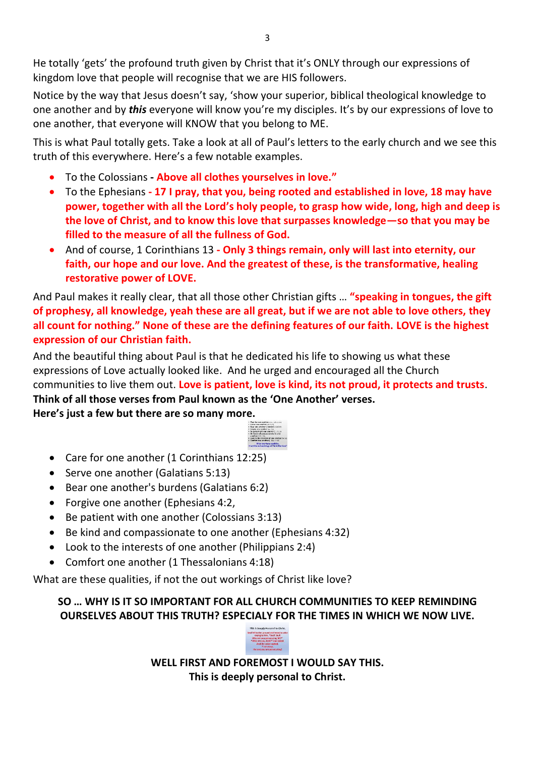He totally 'gets' the profound truth given by Christ that it's ONLY through our expressions of kingdom love that people will recognise that we are HIS followers.

Notice by the way that Jesus doesn't say, 'show your superior, biblical theological knowledge to one another and by ***this*** everyone will know you're my disciples. It's by our expressions of love to one another, that everyone will KNOW that you belong to ME.

This is what Paul totally gets. Take a look at all of Paul's letters to the early church and we see this truth of this everywhere. Here's a few notable examples.

- To the Colossians **- Above all clothes yourselves in love."**
- To the Ephesians **- 17 I pray, that you, being rooted and established in love, 18 may have power, together with all the Lord's holy people, to grasp how wide, long, high and deep is the love of Christ, and to know this love that surpasses knowledge—so that you may be filled to the measure of all the fullness of God.**
- And of course, 1 Corinthians 13 **- Only 3 things remain, only will last into eternity, our faith, our hope and our love. And the greatest of these, is the transformative, healing restorative power of LOVE.**

And Paul makes it really clear, that all those other Christian gifts … **"speaking in tongues, the gift of prophesy, all knowledge, yeah these are all great, but if we are not able to love others, they all count for nothing." None of these are the defining features of our faith. LOVE is the highest expression of our Christian faith.**

And the beautiful thing about Paul is that he dedicated his life to showing us what these expressions of Love actually looked like. And he urged and encouraged all the Church communities to live them out. **Love is patient, love is kind, its not proud, it protects and trusts**.
**Think of all those verses from Paul known as the 'One Another' verses.**
**Here's just a few but there are so many more.**

- Care for one another (1 Corinthians 12:25)
- Serve one another (Galatians 5:13)
- Bear one another's burdens (Galatians 6:2)
- Forgive one another (Ephesians 4:2,
- Be patient with one another (Colossians 3:13)
- Be kind and compassionate to one another (Ephesians 4:32)
- Look to the interests of one another (Philippians 2:4)
- Comfort one another (1 Thessalonians 4:18)

What are these qualities, if not the out workings of Christ like love?

**SO … WHY IS IT SO IMPORTANT FOR ALL CHURCH COMMUNITIES TO KEEP REMINDING OURSELVES ABOUT THIS TRUTH? ESPECIALY FOR THE TIMES IN WHICH WE NOW LIVE.**

**WELL FIRST AND FOREMOST I WOULD SAY THIS.**
**This is deeply personal to Christ.**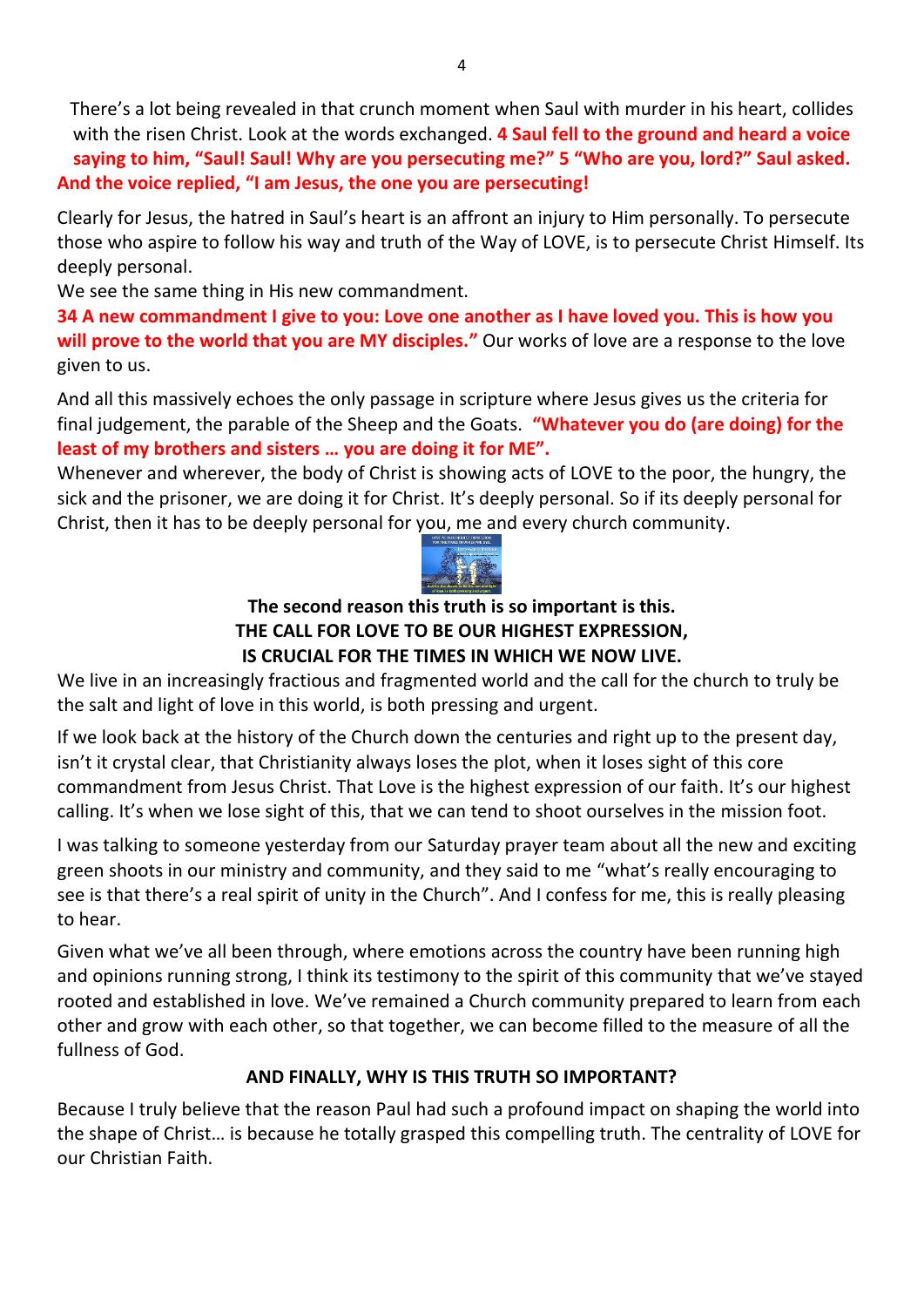There's a lot being revealed in that crunch moment when Saul with murder in his heart, collides with the risen Christ. Look at the words exchanged. **4 Saul fell to the ground and heard a voice saying to him, "Saul! Saul! Why are you persecuting me?" 5 "Who are you, lord?" Saul asked. And the voice replied, "I am Jesus, the one you are persecuting!**

Clearly for Jesus, the hatred in Saul's heart is an affront an injury to Him personally. To persecute those who aspire to follow his way and truth of the Way of LOVE, is to persecute Christ Himself. Its deeply personal.

We see the same thing in His new commandment.

**34 A new commandment I give to you: Love one another as I have loved you. This is how you will prove to the world that you are MY disciples."** Our works of love are a response to the love given to us.

And all this massively echoes the only passage in scripture where Jesus gives us the criteria for final judgement, the parable of the Sheep and the Goats. **"Whatever you do (are doing) for the least of my brothers and sisters … you are doing it for ME".**

Whenever and wherever, the body of Christ is showing acts of LOVE to the poor, the hungry, the sick and the prisoner, we are doing it for Christ. It's deeply personal. So if its deeply personal for Christ, then it has to be deeply personal for you, me and every church community.

**The second reason this truth is so important is this.**
**THE CALL FOR LOVE TO BE OUR HIGHEST EXPRESSION,**
**IS CRUCIAL FOR THE TIMES IN WHICH WE NOW LIVE.**

We live in an increasingly fractious and fragmented world and the call for the church to truly be the salt and light of love in this world, is both pressing and urgent.

If we look back at the history of the Church down the centuries and right up to the present day, isn't it crystal clear, that Christianity always loses the plot, when it loses sight of this core commandment from Jesus Christ. That Love is the highest expression of our faith. It's our highest calling. It's when we lose sight of this, that we can tend to shoot ourselves in the mission foot.

I was talking to someone yesterday from our Saturday prayer team about all the new and exciting green shoots in our ministry and community, and they said to me "what's really encouraging to see is that there's a real spirit of unity in the Church". And I confess for me, this is really pleasing to hear.

Given what we've all been through, where emotions across the country have been running high and opinions running strong, I think its testimony to the spirit of this community that we've stayed rooted and established in love. We've remained a Church community prepared to learn from each other and grow with each other, so that together, we can become filled to the measure of all the fullness of God.

**AND FINALLY, WHY IS THIS TRUTH SO IMPORTANT?**

Because I truly believe that the reason Paul had such a profound impact on shaping the world into the shape of Christ… is because he totally grasped this compelling truth. The centrality of LOVE for our Christian Faith.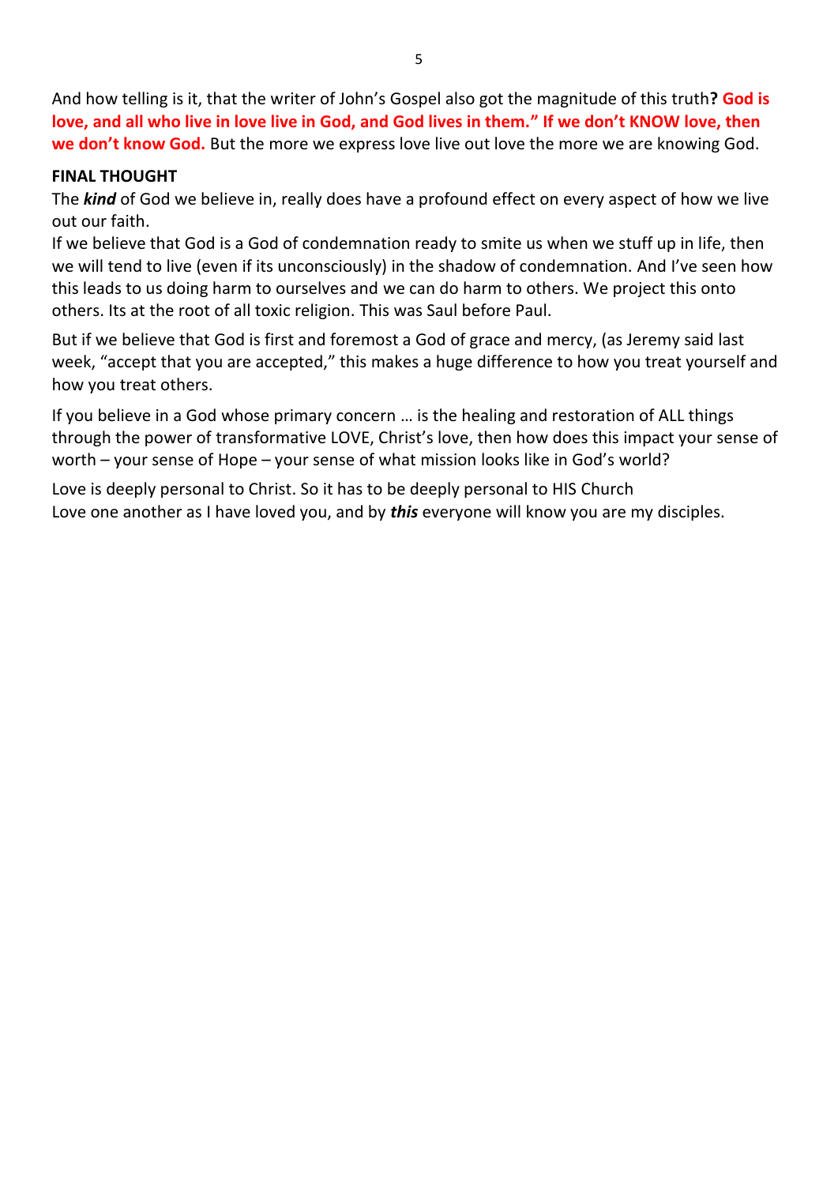And how telling is it, that the writer of John's Gospel also got the magnitude of this truth**? God is love, and all who live in love live in God, and God lives in them." If we don't KNOW love, then we don't know God.** But the more we express love live out love the more we are knowing God.

**FINAL THOUGHT**

The ***kind*** of God we believe in, really does have a profound effect on every aspect of how we live out our faith.

If we believe that God is a God of condemnation ready to smite us when we stuff up in life, then we will tend to live (even if its unconsciously) in the shadow of condemnation. And I've seen how this leads to us doing harm to ourselves and we can do harm to others. We project this onto others. Its at the root of all toxic religion. This was Saul before Paul.

But if we believe that God is first and foremost a God of grace and mercy, (as Jeremy said last week, "accept that you are accepted," this makes a huge difference to how you treat yourself and how you treat others.

If you believe in a God whose primary concern … is the healing and restoration of ALL things through the power of transformative LOVE, Christ's love, then how does this impact your sense of worth – your sense of Hope – your sense of what mission looks like in God's world?

Love is deeply personal to Christ. So it has to be deeply personal to HIS Church
Love one another as I have loved you, and by ***this*** everyone will know you are my disciples.